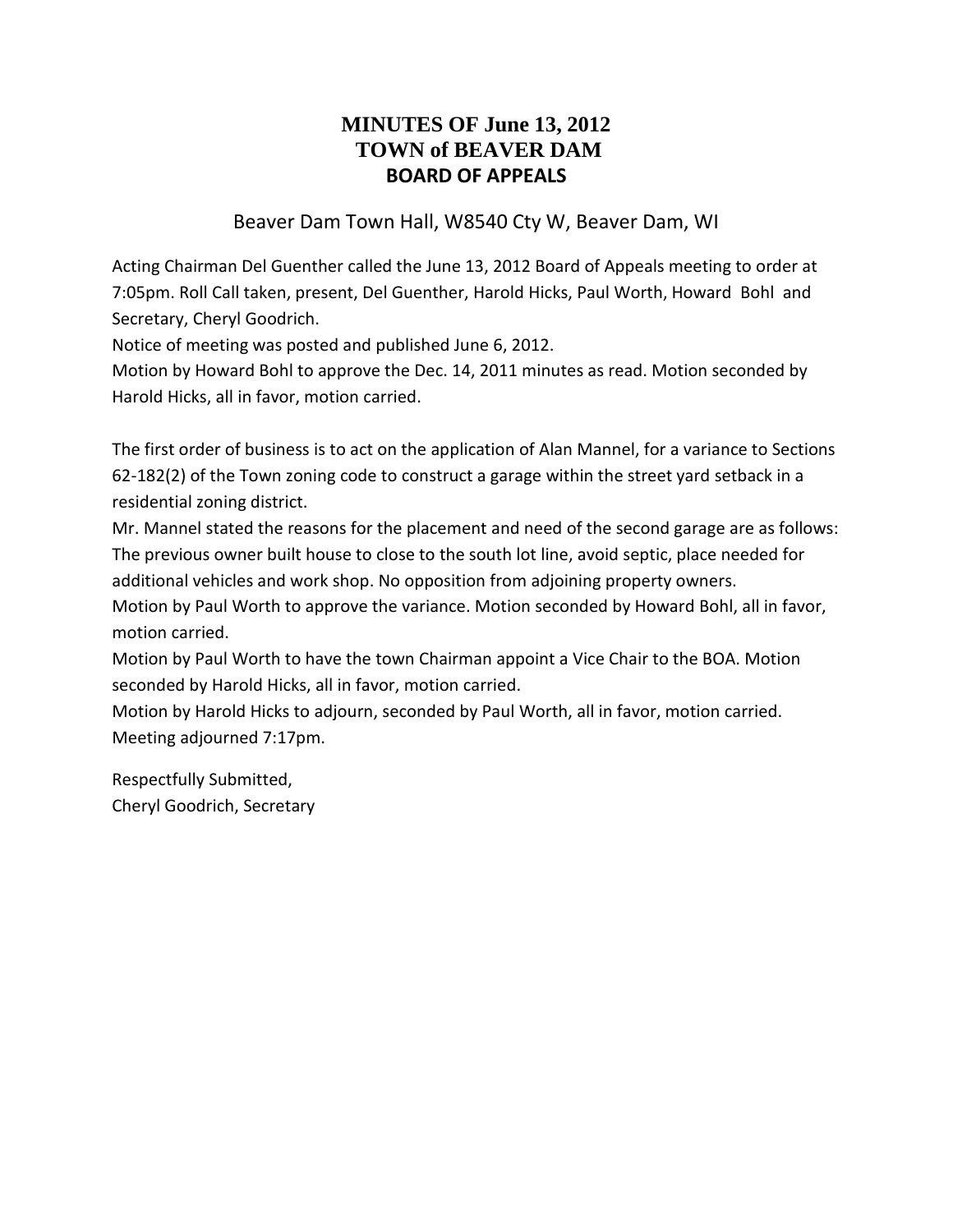# MINUTES OF June 13, 2012
# TOWN of BEAVER DAM
# BOARD OF APPEALS

Beaver Dam Town Hall, W8540 Cty W, Beaver Dam, WI

Acting Chairman Del Guenther called the June 13, 2012 Board of Appeals meeting to order at 7:05pm. Roll Call taken, present, Del Guenther, Harold Hicks, Paul Worth, Howard Bohl and Secretary, Cheryl Goodrich.

Notice of meeting was posted and published June 6, 2012.

Motion by Howard Bohl to approve the Dec. 14, 2011 minutes as read. Motion seconded by Harold Hicks, all in favor, motion carried.

The first order of business is to act on the application of Alan Mannel, for a variance to Sections 62-182(2) of the Town zoning code to construct a garage within the street yard setback in a residential zoning district.

Mr. Mannel stated the reasons for the placement and need of the second garage are as follows: The previous owner built house to close to the south lot line, avoid septic, place needed for additional vehicles and work shop. No opposition from adjoining property owners.

Motion by Paul Worth to approve the variance. Motion seconded by Howard Bohl, all in favor, motion carried.

Motion by Paul Worth to have the town Chairman appoint a Vice Chair to the BOA. Motion seconded by Harold Hicks, all in favor, motion carried.

Motion by Harold Hicks to adjourn, seconded by Paul Worth, all in favor, motion carried. Meeting adjourned 7:17pm.

Respectfully Submitted,
Cheryl Goodrich, Secretary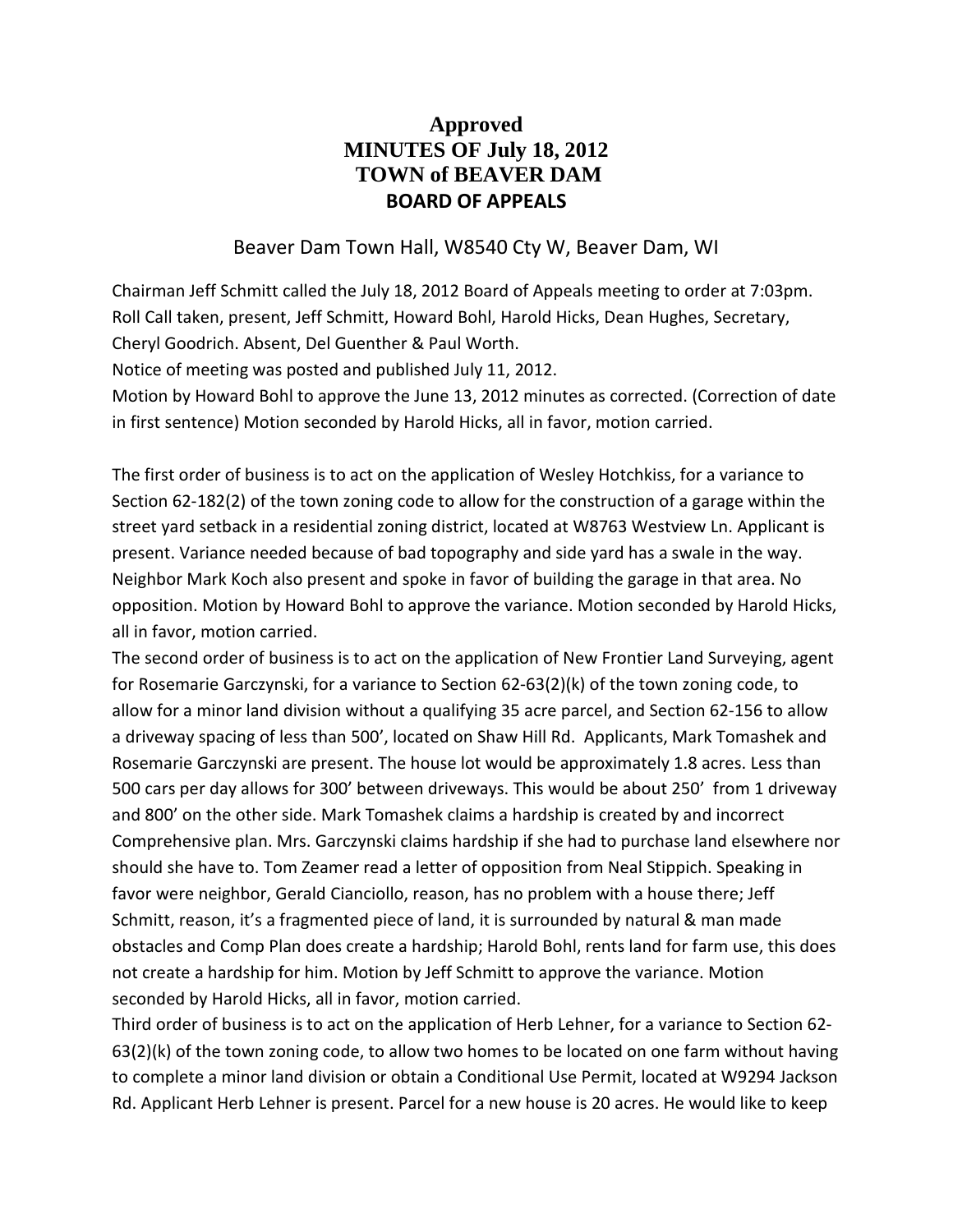# Approved
# MINUTES OF July 18, 2012
# TOWN of BEAVER DAM
## BOARD OF APPEALS

Beaver Dam Town Hall, W8540 Cty W, Beaver Dam, WI

Chairman Jeff Schmitt called the July 18, 2012 Board of Appeals meeting to order at 7:03pm. Roll Call taken, present, Jeff Schmitt, Howard Bohl, Harold Hicks, Dean Hughes, Secretary, Cheryl Goodrich. Absent, Del Guenther & Paul Worth.

Notice of meeting was posted and published July 11, 2012.

Motion by Howard Bohl to approve the June 13, 2012 minutes as corrected. (Correction of date in first sentence) Motion seconded by Harold Hicks, all in favor, motion carried.

The first order of business is to act on the application of Wesley Hotchkiss, for a variance to Section 62-182(2) of the town zoning code to allow for the construction of a garage within the street yard setback in a residential zoning district, located at W8763 Westview Ln. Applicant is present. Variance needed because of bad topography and side yard has a swale in the way. Neighbor Mark Koch also present and spoke in favor of building the garage in that area. No opposition. Motion by Howard Bohl to approve the variance. Motion seconded by Harold Hicks, all in favor, motion carried.

The second order of business is to act on the application of New Frontier Land Surveying, agent for Rosemarie Garczynski, for a variance to Section 62-63(2)(k) of the town zoning code, to allow for a minor land division without a qualifying 35 acre parcel, and Section 62-156 to allow a driveway spacing of less than 500', located on Shaw Hill Rd. Applicants, Mark Tomashek and Rosemarie Garczynski are present. The house lot would be approximately 1.8 acres. Less than 500 cars per day allows for 300' between driveways. This would be about 250' from 1 driveway and 800' on the other side. Mark Tomashek claims a hardship is created by and incorrect Comprehensive plan. Mrs. Garczynski claims hardship if she had to purchase land elsewhere nor should she have to. Tom Zeamer read a letter of opposition from Neal Stippich. Speaking in favor were neighbor, Gerald Cianciollo, reason, has no problem with a house there; Jeff Schmitt, reason, it's a fragmented piece of land, it is surrounded by natural & man made obstacles and Comp Plan does create a hardship; Harold Bohl, rents land for farm use, this does not create a hardship for him. Motion by Jeff Schmitt to approve the variance. Motion seconded by Harold Hicks, all in favor, motion carried.

Third order of business is to act on the application of Herb Lehner, for a variance to Section 62-63(2)(k) of the town zoning code, to allow two homes to be located on one farm without having to complete a minor land division or obtain a Conditional Use Permit, located at W9294 Jackson Rd. Applicant Herb Lehner is present. Parcel for a new house is 20 acres. He would like to keep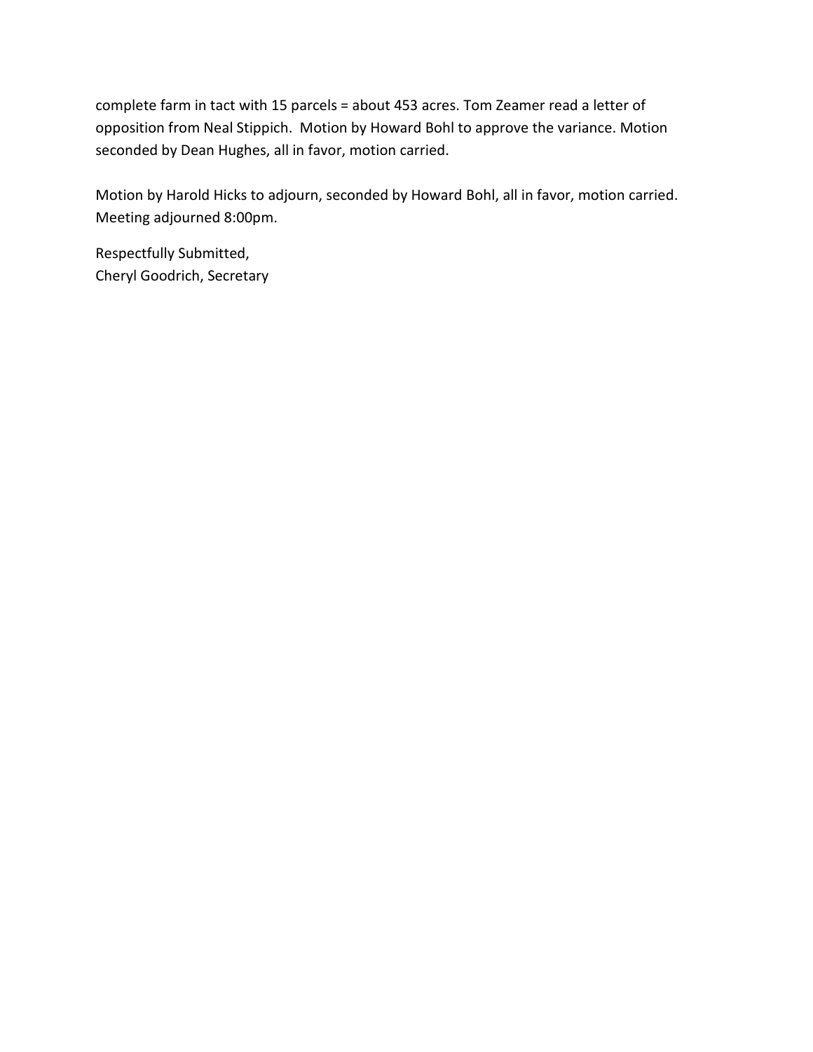complete farm in tact with 15 parcels = about 453 acres. Tom Zeamer read a letter of opposition from Neal Stippich. Motion by Howard Bohl to approve the variance. Motion seconded by Dean Hughes, all in favor, motion carried.

Motion by Harold Hicks to adjourn, seconded by Howard Bohl, all in favor, motion carried. Meeting adjourned 8:00pm.

Respectfully Submitted,
Cheryl Goodrich, Secretary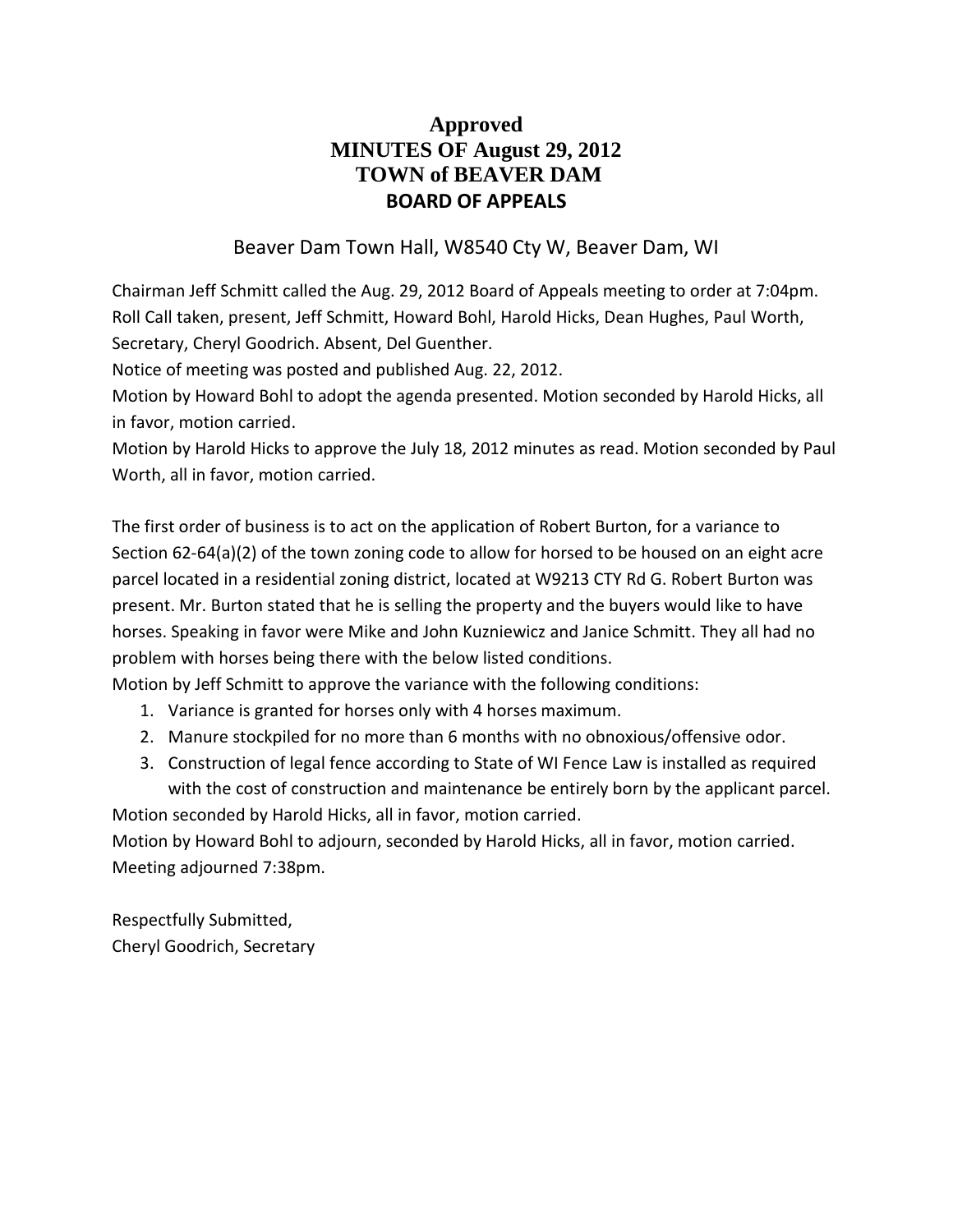# Approved
# MINUTES OF August 29, 2012
# TOWN of BEAVER DAM
## BOARD OF APPEALS

Beaver Dam Town Hall, W8540 Cty W, Beaver Dam, WI

Chairman Jeff Schmitt called the Aug. 29, 2012 Board of Appeals meeting to order at 7:04pm. Roll Call taken, present, Jeff Schmitt, Howard Bohl, Harold Hicks, Dean Hughes, Paul Worth, Secretary, Cheryl Goodrich. Absent, Del Guenther.
Notice of meeting was posted and published Aug. 22, 2012.
Motion by Howard Bohl to adopt the agenda presented. Motion seconded by Harold Hicks, all in favor, motion carried.
Motion by Harold Hicks to approve the July 18, 2012 minutes as read. Motion seconded by Paul Worth, all in favor, motion carried.

The first order of business is to act on the application of Robert Burton, for a variance to Section 62-64(a)(2) of the town zoning code to allow for horsed to be housed on an eight acre parcel located in a residential zoning district, located at W9213 CTY Rd G. Robert Burton was present. Mr. Burton stated that he is selling the property and the buyers would like to have horses. Speaking in favor were Mike and John Kuzniewicz and Janice Schmitt. They all had no problem with horses being there with the below listed conditions.
Motion by Jeff Schmitt to approve the variance with the following conditions:

1. Variance is granted for horses only with 4 horses maximum.
2. Manure stockpiled for no more than 6 months with no obnoxious/offensive odor.
3. Construction of legal fence according to State of WI Fence Law is installed as required with the cost of construction and maintenance be entirely born by the applicant parcel.

Motion seconded by Harold Hicks, all in favor, motion carried.
Motion by Howard Bohl to adjourn, seconded by Harold Hicks, all in favor, motion carried.
Meeting adjourned 7:38pm.

Respectfully Submitted,
Cheryl Goodrich, Secretary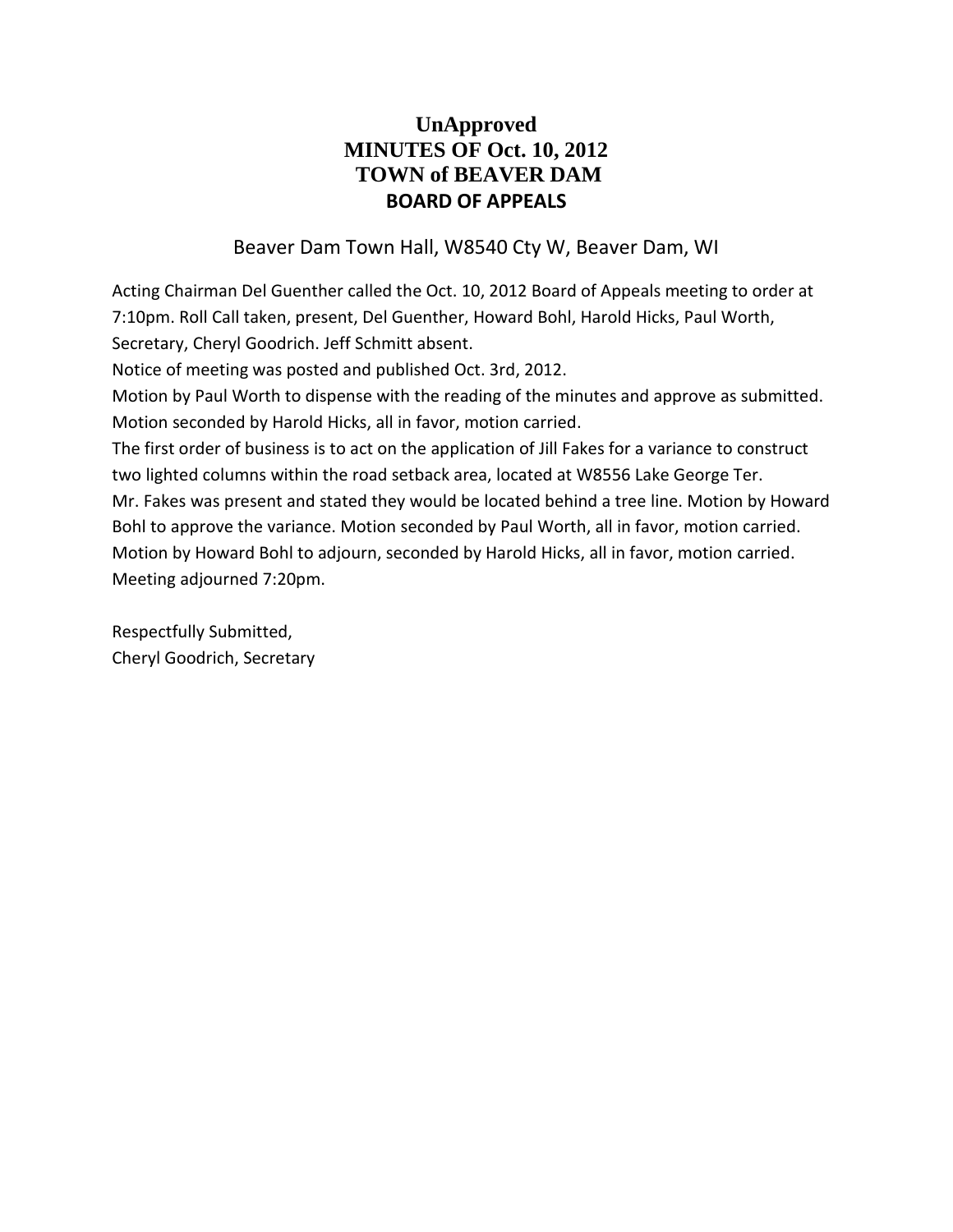# UnApproved
# MINUTES OF Oct. 10, 2012
# TOWN of BEAVER DAM
# BOARD OF APPEALS

Beaver Dam Town Hall, W8540 Cty W, Beaver Dam, WI

Acting Chairman Del Guenther called the Oct. 10, 2012 Board of Appeals meeting to order at 7:10pm. Roll Call taken, present, Del Guenther, Howard Bohl, Harold Hicks, Paul Worth, Secretary, Cheryl Goodrich. Jeff Schmitt absent.

Notice of meeting was posted and published Oct. 3rd, 2012.

Motion by Paul Worth to dispense with the reading of the minutes and approve as submitted. Motion seconded by Harold Hicks, all in favor, motion carried.

The first order of business is to act on the application of Jill Fakes for a variance to construct two lighted columns within the road setback area, located at W8556 Lake George Ter.

Mr. Fakes was present and stated they would be located behind a tree line. Motion by Howard Bohl to approve the variance. Motion seconded by Paul Worth, all in favor, motion carried.

Motion by Howard Bohl to adjourn, seconded by Harold Hicks, all in favor, motion carried.

Meeting adjourned 7:20pm.

Respectfully Submitted,
Cheryl Goodrich, Secretary